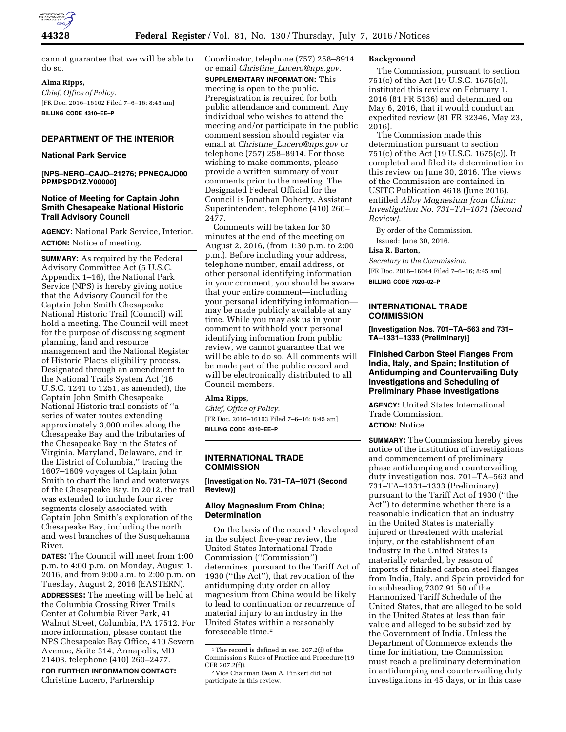cannot guarantee that we will be able to do so.

**Alma Ripps,**

*Chief, Office of Policy.*

[FR Doc. 2016–16102 Filed 7–6–16; 8:45 am]

**BILLING CODE 4310–EE–P**

## DEPARTMENT OF THE INTERIOR

### National Park Service

**[NPS–NERO–CAJO–21276; PPNECAJO00 PPMPSPD1Z.Y00000]**

### Notice of Meeting for Captain John Smith Chesapeake National Historic Trail Advisory Council

**AGENCY:** National Park Service, Interior.

**ACTION:** Notice of meeting.

**SUMMARY:** As required by the Federal Advisory Committee Act (5 U.S.C. Appendix 1–16), the National Park Service (NPS) is hereby giving notice that the Advisory Council for the Captain John Smith Chesapeake National Historic Trail (Council) will hold a meeting. The Council will meet for the purpose of discussing segment planning, land and resource management and the National Register of Historic Places eligibility process. Designated through an amendment to the National Trails System Act (16 U.S.C. 1241 to 1251, as amended), the Captain John Smith Chesapeake National Historic trail consists of ''a series of water routes extending approximately 3,000 miles along the Chesapeake Bay and the tributaries of the Chesapeake Bay in the States of Virginia, Maryland, Delaware, and in the District of Columbia,'' tracing the 1607–1609 voyages of Captain John Smith to chart the land and waterways of the Chesapeake Bay. In 2012, the trail was extended to include four river segments closely associated with Captain John Smith's exploration of the Chesapeake Bay, including the north and west branches of the Susquehanna River.

**DATES:** The Council will meet from 1:00 p.m. to 4:00 p.m. on Monday, August 1, 2016, and from 9:00 a.m. to 2:00 p.m. on Tuesday, August 2, 2016 (EASTERN).

**ADDRESSES:** The meeting will be held at the Columbia Crossing River Trails Center at Columbia River Park, 41 Walnut Street, Columbia, PA 17512. For more information, please contact the NPS Chesapeake Bay Office, 410 Severn Avenue, Suite 314, Annapolis, MD 21403, telephone (410) 260–2477.

**FOR FURTHER INFORMATION CONTACT:** Christine Lucero, Partnership Coordinator, telephone (757) 258–8914 or email *Christine_Lucero@nps.gov.*

**SUPPLEMENTARY INFORMATION:** This meeting is open to the public. Preregistration is required for both public attendance and comment. Any individual who wishes to attend the meeting and/or participate in the public comment session should register via email at *Christine_Lucero@nps.gov* or telephone (757) 258–8914. For those wishing to make comments, please provide a written summary of your comments prior to the meeting. The Designated Federal Official for the Council is Jonathan Doherty, Assistant Superintendent, telephone (410) 260–2477.

Comments will be taken for 30 minutes at the end of the meeting on August 2, 2016, (from 1:30 p.m. to 2:00 p.m.). Before including your address, telephone number, email address, or other personal identifying information in your comment, you should be aware that your entire comment—including your personal identifying information—may be made publicly available at any time. While you may ask us in your comment to withhold your personal identifying information from public review, we cannot guarantee that we will be able to do so. All comments will be made part of the public record and will be electronically distributed to all Council members.

**Alma Ripps,**

*Chief, Office of Policy.*

[FR Doc. 2016–16103 Filed 7–6–16; 8:45 am]

**BILLING CODE 4310–EE–P**

## INTERNATIONAL TRADE COMMISSION

**[Investigation No. 731–TA–1071 (Second Review)]**

### Alloy Magnesium From China; Determination

On the basis of the record [1] developed in the subject five-year review, the United States International Trade Commission (''Commission'') determines, pursuant to the Tariff Act of 1930 (''the Act''), that revocation of the antidumping duty order on alloy magnesium from China would be likely to lead to continuation or recurrence of material injury to an industry in the United States within a reasonably foreseeable time.[2]

[1] The record is defined in sec. 207.2(f) of the Commission's Rules of Practice and Procedure (19 CFR 207.2(f)).

[2] Vice Chairman Dean A. Pinkert did not participate in this review.

#### Background

The Commission, pursuant to section 751(c) of the Act (19 U.S.C. 1675(c)), instituted this review on February 1, 2016 (81 FR 5136) and determined on May 6, 2016, that it would conduct an expedited review (81 FR 32346, May 23, 2016).

The Commission made this determination pursuant to section 751(c) of the Act (19 U.S.C. 1675(c)). It completed and filed its determination in this review on June 30, 2016. The views of the Commission are contained in USITC Publication 4618 (June 2016), entitled *Alloy Magnesium from China: Investigation No. 731–TA–1071 (Second Review).*

By order of the Commission.

Issued: June 30, 2016.

**Lisa R. Barton,**

*Secretary to the Commission.*

[FR Doc. 2016–16044 Filed 7–6–16; 8:45 am]

**BILLING CODE 7020–02–P**

## INTERNATIONAL TRADE COMMISSION

**[Investigation Nos. 701–TA–563 and 731–TA–1331–1333 (Preliminary)]**

### Finished Carbon Steel Flanges From India, Italy, and Spain; Institution of Antidumping and Countervailing Duty Investigations and Scheduling of Preliminary Phase Investigations

**AGENCY:** United States International Trade Commission.

**ACTION:** Notice.

**SUMMARY:** The Commission hereby gives notice of the institution of investigations and commencement of preliminary phase antidumping and countervailing duty investigation nos. 701–TA–563 and 731–TA–1331–1333 (Preliminary) pursuant to the Tariff Act of 1930 (''the Act'') to determine whether there is a reasonable indication that an industry in the United States is materially injured or threatened with material injury, or the establishment of an industry in the United States is materially retarded, by reason of imports of finished carbon steel flanges from India, Italy, and Spain provided for in subheading 7307.91.50 of the Harmonized Tariff Schedule of the United States, that are alleged to be sold in the United States at less than fair value and alleged to be subsidized by the Government of India. Unless the Department of Commerce extends the time for initiation, the Commission must reach a preliminary determination in antidumping and countervailing duty investigations in 45 days, or in this case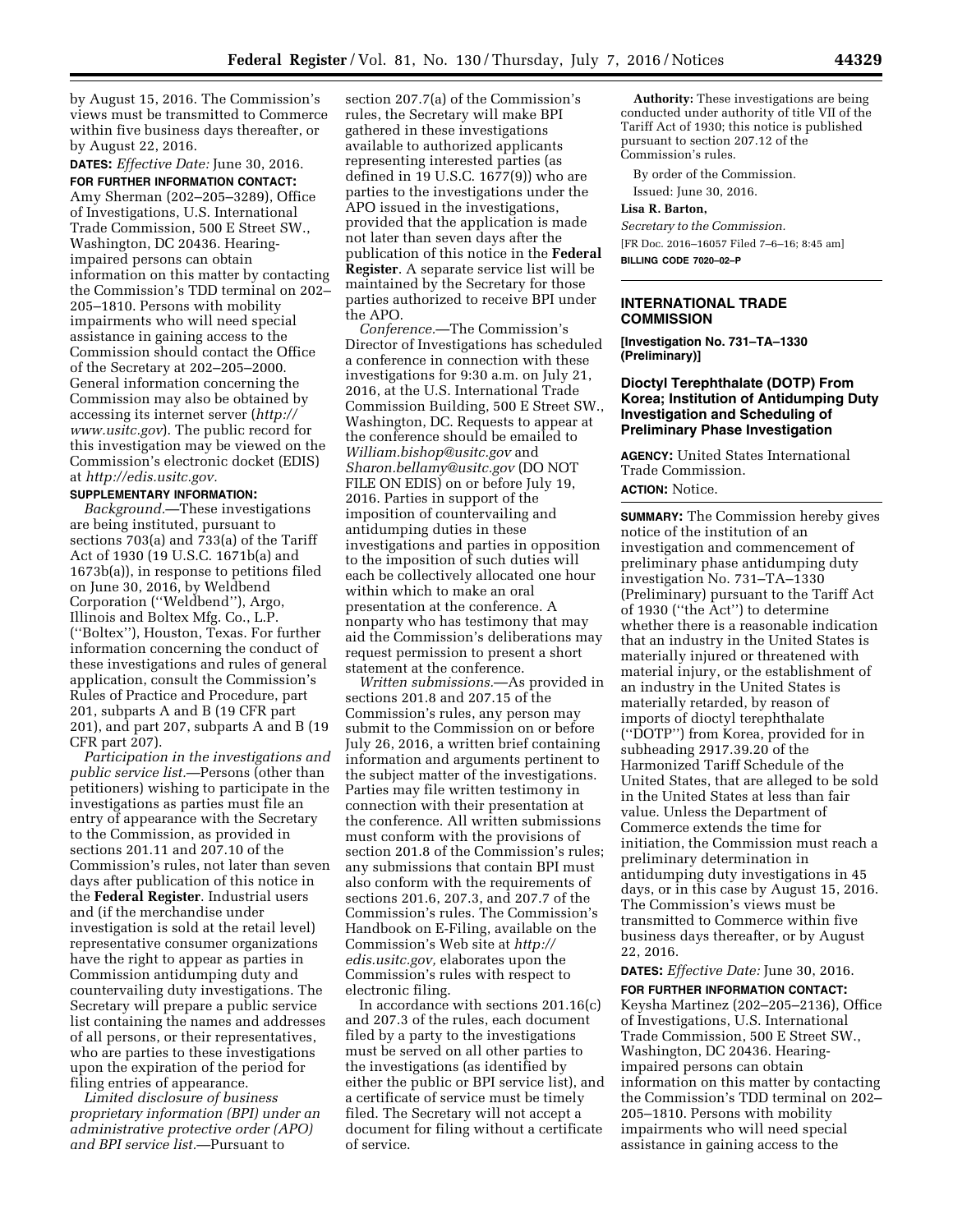by August 15, 2016. The Commission's views must be transmitted to Commerce within five business days thereafter, or by August 22, 2016.

**DATES:** *Effective Date:* June 30, 2016.

**FOR FURTHER INFORMATION CONTACT:** Amy Sherman (202–205–3289), Office of Investigations, U.S. International Trade Commission, 500 E Street SW., Washington, DC 20436. Hearing-impaired persons can obtain information on this matter by contacting the Commission's TDD terminal on 202–205–1810. Persons with mobility impairments who will need special assistance in gaining access to the Commission should contact the Office of the Secretary at 202–205–2000. General information concerning the Commission may also be obtained by accessing its internet server (*http://www.usitc.gov*). The public record for this investigation may be viewed on the Commission's electronic docket (EDIS) at *http://edis.usitc.gov.*

**SUPPLEMENTARY INFORMATION:**

*Background.*—These investigations are being instituted, pursuant to sections 703(a) and 733(a) of the Tariff Act of 1930 (19 U.S.C. 1671b(a) and 1673b(a)), in response to petitions filed on June 30, 2016, by Weldbend Corporation (''Weldbend''), Argo, Illinois and Boltex Mfg. Co., L.P. (''Boltex''), Houston, Texas. For further information concerning the conduct of these investigations and rules of general application, consult the Commission's Rules of Practice and Procedure, part 201, subparts A and B (19 CFR part 201), and part 207, subparts A and B (19 CFR part 207).

*Participation in the investigations and public service list.*—Persons (other than petitioners) wishing to participate in the investigations as parties must file an entry of appearance with the Secretary to the Commission, as provided in sections 201.11 and 207.10 of the Commission's rules, not later than seven days after publication of this notice in the **Federal Register**. Industrial users and (if the merchandise under investigation is sold at the retail level) representative consumer organizations have the right to appear as parties in Commission antidumping duty and countervailing duty investigations. The Secretary will prepare a public service list containing the names and addresses of all persons, or their representatives, who are parties to these investigations upon the expiration of the period for filing entries of appearance.

*Limited disclosure of business proprietary information (BPI) under an administrative protective order (APO) and BPI service list.*—Pursuant to section 207.7(a) of the Commission's rules, the Secretary will make BPI gathered in these investigations available to authorized applicants representing interested parties (as defined in 19 U.S.C. 1677(9)) who are parties to the investigations under the APO issued in the investigations, provided that the application is made not later than seven days after the publication of this notice in the **Federal Register**. A separate service list will be maintained by the Secretary for those parties authorized to receive BPI under the APO.

*Conference.*—The Commission's Director of Investigations has scheduled a conference in connection with these investigations for 9:30 a.m. on July 21, 2016, at the U.S. International Trade Commission Building, 500 E Street SW., Washington, DC. Requests to appear at the conference should be emailed to *William.bishop@usitc.gov* and *Sharon.bellamy@usitc.gov* (DO NOT FILE ON EDIS) on or before July 19, 2016. Parties in support of the imposition of countervailing and antidumping duties in these investigations and parties in opposition to the imposition of such duties will each be collectively allocated one hour within which to make an oral presentation at the conference. A nonparty who has testimony that may aid the Commission's deliberations may request permission to present a short statement at the conference.

*Written submissions.*—As provided in sections 201.8 and 207.15 of the Commission's rules, any person may submit to the Commission on or before July 26, 2016, a written brief containing information and arguments pertinent to the subject matter of the investigations. Parties may file written testimony in connection with their presentation at the conference. All written submissions must conform with the provisions of section 201.8 of the Commission's rules; any submissions that contain BPI must also conform with the requirements of sections 201.6, 207.3, and 207.7 of the Commission's rules. The Commission's Handbook on E-Filing, available on the Commission's Web site at *http://edis.usitc.gov,* elaborates upon the Commission's rules with respect to electronic filing.

In accordance with sections 201.16(c) and 207.3 of the rules, each document filed by a party to the investigations must be served on all other parties to the investigations (as identified by either the public or BPI service list), and a certificate of service must be timely filed. The Secretary will not accept a document for filing without a certificate of service.

**Authority:** These investigations are being conducted under authority of title VII of the Tariff Act of 1930; this notice is published pursuant to section 207.12 of the Commission's rules.

By order of the Commission.

Issued: June 30, 2016.

**Lisa R. Barton,**

*Secretary to the Commission.*

[FR Doc. 2016–16057 Filed 7–6–16; 8:45 am]

**BILLING CODE 7020–02–P**

---

## INTERNATIONAL TRADE COMMISSION

**[Investigation No. 731–TA–1330 (Preliminary)]**

## Dioctyl Terephthalate (DOTP) From Korea; Institution of Antidumping Duty Investigation and Scheduling of Preliminary Phase Investigation

**AGENCY:** United States International Trade Commission.

**ACTION:** Notice.

**SUMMARY:** The Commission hereby gives notice of the institution of an investigation and commencement of preliminary phase antidumping duty investigation No. 731–TA–1330 (Preliminary) pursuant to the Tariff Act of 1930 (''the Act'') to determine whether there is a reasonable indication that an industry in the United States is materially injured or threatened with material injury, or the establishment of an industry in the United States is materially retarded, by reason of imports of dioctyl terephthalate (''DOTP'') from Korea, provided for in subheading 2917.39.20 of the Harmonized Tariff Schedule of the United States, that are alleged to be sold in the United States at less than fair value. Unless the Department of Commerce extends the time for initiation, the Commission must reach a preliminary determination in antidumping duty investigations in 45 days, or in this case by August 15, 2016. The Commission's views must be transmitted to Commerce within five business days thereafter, or by August 22, 2016.

**DATES:** *Effective Date:* June 30, 2016.

**FOR FURTHER INFORMATION CONTACT:** Keysha Martinez (202–205–2136), Office of Investigations, U.S. International Trade Commission, 500 E Street SW., Washington, DC 20436. Hearing-impaired persons can obtain information on this matter by contacting the Commission's TDD terminal on 202–205–1810. Persons with mobility impairments who will need special assistance in gaining access to the